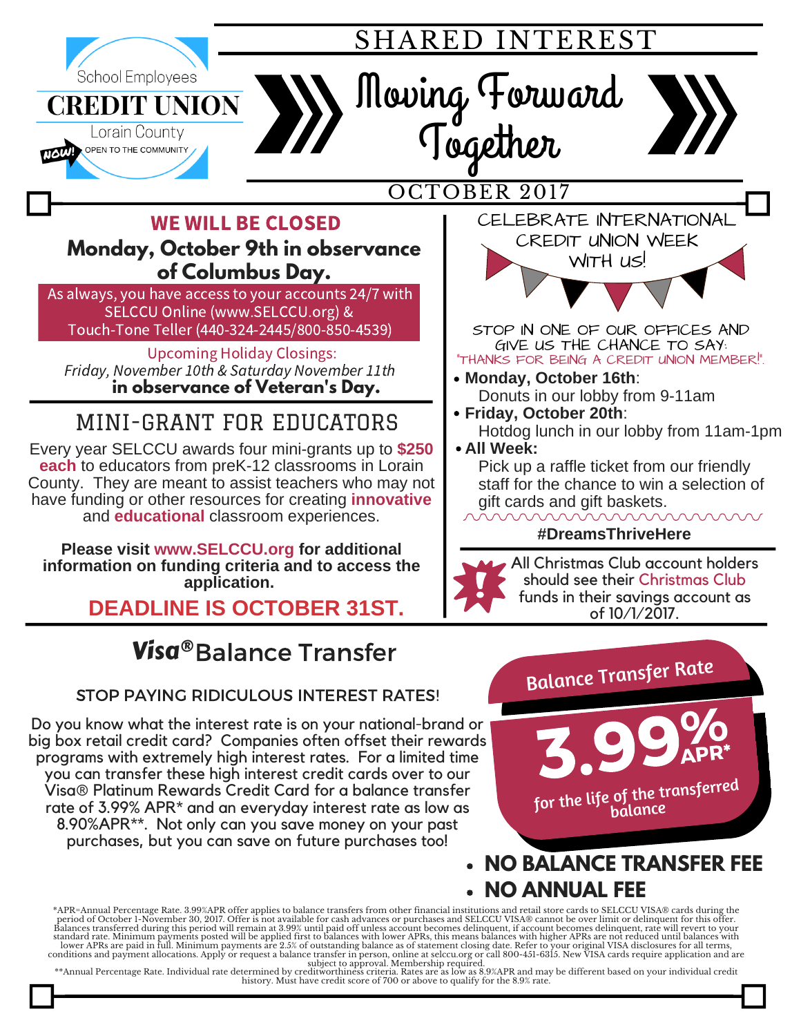School Employees
**CREDIT UNION**
Lorain County
NOW! OPEN TO THE COMMUNITY

# SHARED INTEREST

# Moving Forward Together

OCTOBER 2017

## WE WILL BE CLOSED

**Monday, October 9th in observance of Columbus Day.**

As always, you have access to your accounts 24/7 with SELCCU Online (www.SELCCU.org) & Touch-Tone Teller (440-324-2445/800-850-4539)

Upcoming Holiday Closings:
*Friday, November 10th & Saturday November 11th* **in observance of Veteran's Day.**

## MINI-GRANT FOR EDUCATORS

Every year SELCCU awards four mini-grants up to **$250 each** to educators from preK-12 classrooms in Lorain County. They are meant to assist teachers who may not have funding or other resources for creating **innovative** and **educational** classroom experiences.

**Please visit www.SELCCU.org for additional information on funding criteria and to access the application.**

**DEADLINE IS OCTOBER 31ST.**

## CELEBRATE INTERNATIONAL CREDIT UNION WEEK WITH US!

STOP IN ONE OF OUR OFFICES AND GIVE US THE CHANCE TO SAY: "THANKS FOR BEING A CREDIT UNION MEMBER!".

- **Monday, October 16th**: Donuts in our lobby from 9-11am
- **Friday, October 20th**: Hotdog lunch in our lobby from 11am-1pm
- **All Week:** Pick up a raffle ticket from our friendly staff for the chance to win a selection of gift cards and gift baskets.

**#DreamsThriveHere**

All Christmas Club account holders should see their Christmas Club funds in their savings account as of 10/1/2017.

## *Visa®* Balance Transfer

STOP PAYING RIDICULOUS INTEREST RATES!

Do you know what the interest rate is on your national-brand or big box retail credit card? Companies often offset their rewards programs with extremely high interest rates. For a limited time you can transfer these high interest credit cards over to our Visa® Platinum Rewards Credit Card for a balance transfer rate of 3.99% APR* and an everyday interest rate as low as 8.90%APR**. Not only can you save money on your past purchases, but you can save on future purchases too!

**Balance Transfer Rate**

**3.99% APR***

for the life of the transferred balance

- **NO BALANCE TRANSFER FEE**
- **NO ANNUAL FEE**

*APR=Annual Percentage Rate. 3.99%APR offer applies to balance transfers from other financial institutions and retail store cards to SELCCU VISA® cards during the period of October 1-November 30, 2017. Offer is not available for cash advances or purchases and SELCCU VISA® cannot be over limit or delinquent for this offer. Balances transferred during this period will remain at 3.99% until paid off unless account becomes delinquent, if account becomes delinquent, rate will revert to your standard rate. Minimum payments posted will be applied first to balances with lower APRs, this means balances with higher APRs are not reduced until balances with lower APRs are paid in full. Minimum payments are 2.5% of outstanding balance as of statement closing date. Refer to your original VISA disclosures for all terms, conditions and payment allocations. Apply or request a balance transfer in person, online at selccu.org or call 800-451-6315. New VISA cards require application and are subject to approval. Membership required.
**Annual Percentage Rate. Individual rate determined by creditworthiness criteria. Rates are as low as 8.9%APR and may be different based on your individual credit history. Must have credit score of 700 or above to qualify for the 8.9% rate.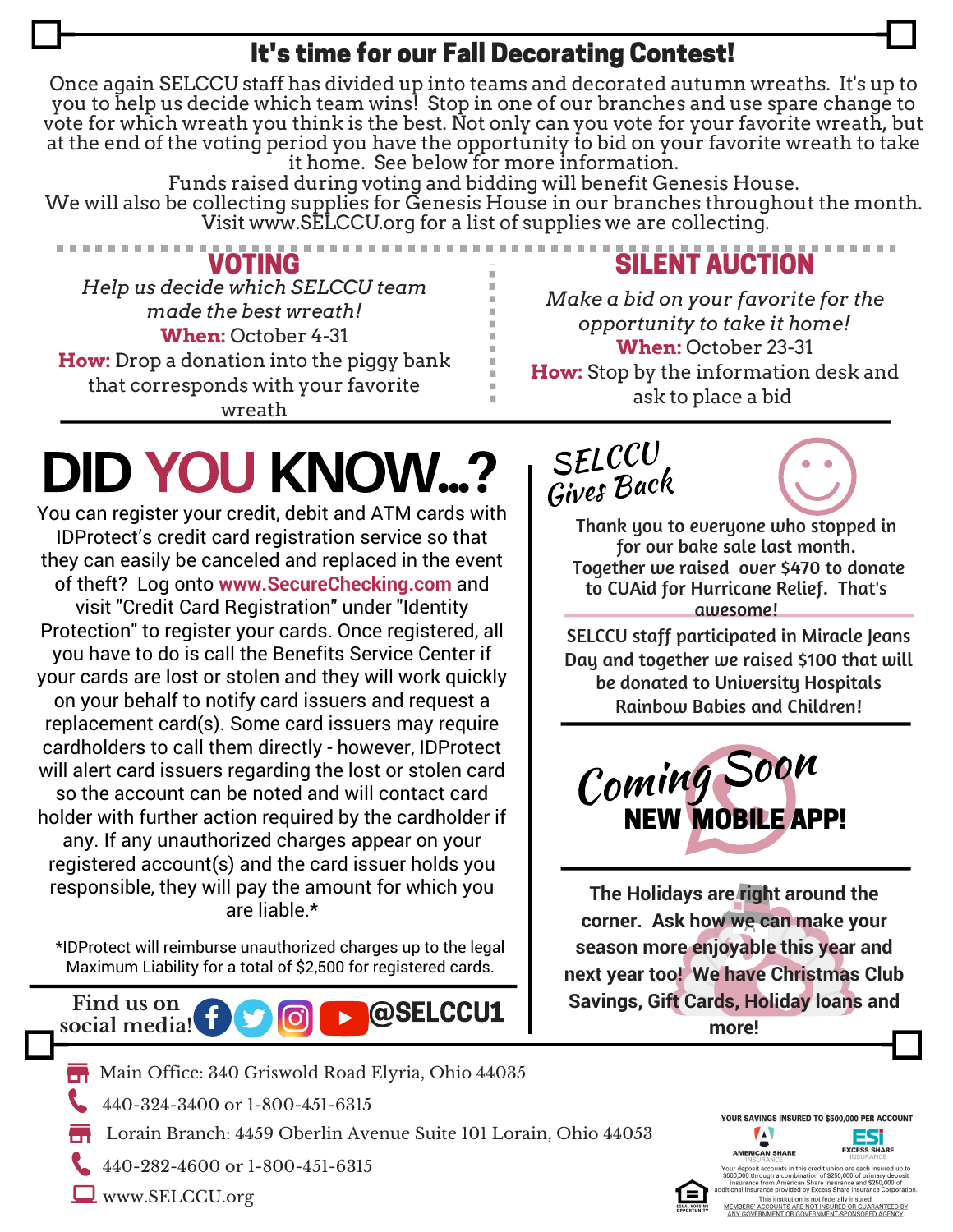## It's time for our Fall Decorating Contest!

Once again SELCCU staff has divided up into teams and decorated autumn wreaths. It's up to you to help us decide which team wins! Stop in one of our branches and use spare change to vote for which wreath you think is the best. Not only can you vote for your favorite wreath, but at the end of the voting period you have the opportunity to bid on your favorite wreath to take it home. See below for more information.

Funds raised during voting and bidding will benefit Genesis House.

We will also be collecting supplies for Genesis House in our branches throughout the month. Visit www.SELCCU.org for a list of supplies we are collecting.

### VOTING

*Help us decide which SELCCU team made the best wreath!*

**When:** October 4-31

**How:** Drop a donation into the piggy bank that corresponds with your favorite wreath

### SILENT AUCTION

*Make a bid on your favorite for the opportunity to take it home!*

**When:** October 23-31

**How:** Stop by the information desk and ask to place a bid

## DID YOU KNOW...?

You can register your credit, debit and ATM cards with IDProtect's credit card registration service so that they can easily be canceled and replaced in the event of theft? Log onto **www.SecureChecking.com** and visit "Credit Card Registration" under "Identity Protection" to register your cards. Once registered, all you have to do is call the Benefits Service Center if your cards are lost or stolen and they will work quickly on your behalf to notify card issuers and request a replacement card(s). Some card issuers may require cardholders to call them directly - however, IDProtect will alert card issuers regarding the lost or stolen card so the account can be noted and will contact card holder with further action required by the cardholder if any. If any unauthorized charges appear on your registered account(s) and the card issuer holds you responsible, they will pay the amount for which you are liable.*

*IDProtect will reimburse unauthorized charges up to the legal Maximum Liability for a total of $2,500 for registered cards.

Find us on social media! @SELCCU1

## SELCCU Gives Back

Thank you to everyone who stopped in for our bake sale last month. Together we raised over $470 to donate to CUAid for Hurricane Relief. That's awesome!

SELCCU staff participated in Miracle Jeans Day and together we raised $100 that will be donated to University Hospitals Rainbow Babies and Children!

## Coming Soon

**NEW MOBILE APP!**

**The Holidays are right around the corner. Ask how we can make your season more enjoyable this year and next year too! We have Christmas Club Savings, Gift Cards, Holiday loans and more!**

Main Office: 340 Griswold Road Elyria, Ohio 44035

440-324-3400 or 1-800-451-6315

Lorain Branch: 4459 Oberlin Avenue Suite 101 Lorain, Ohio 44053

440-282-4600 or 1-800-451-6315

www.SELCCU.org

YOUR SAVINGS INSURED TO $500,000 PER ACCOUNT

AMERICAN SHARE INSURANCE

ESi EXCESS SHARE INSURANCE

Your deposit accounts in this credit union are each insured up to $500,000 through a combination of $250,000 of primary deposit insurance from American Share Insurance and $250,000 of additional insurance provided by Excess Share Insurance Corporation. This institution is not federally insured. MEMBERS' ACCOUNTS ARE NOT INSURED OR GUARANTEED BY ANY GOVERNMENT OR GOVERNMENT-SPONSORED AGENCY.

EQUAL HOUSING OPPORTUNITY